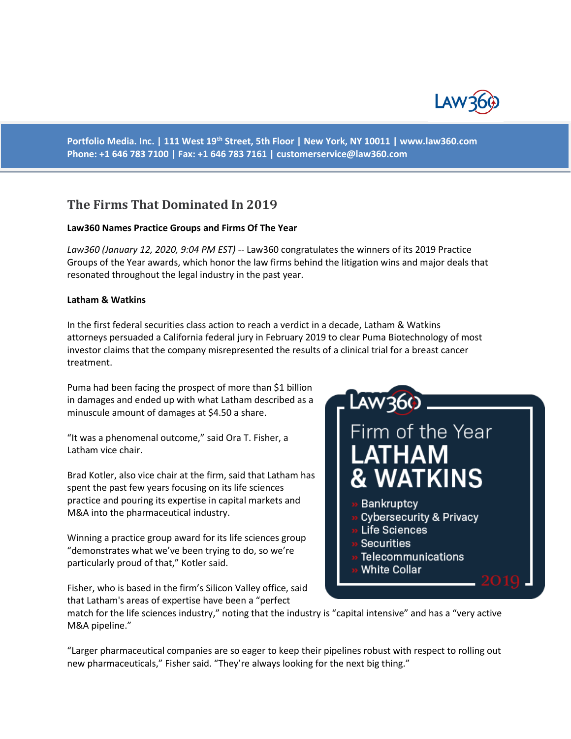Portfolio Media. Inc. | 111 West 19th Street, 5th Floor | New York, NY 10011 | www.law360.com
Phone: +1 646 783 7100 | Fax: +1 646 783 7161 | customerservice@law360.com

# The Firms That Dominated In 2019

**Law360 Names Practice Groups and Firms Of The Year**

*Law360 (January 12, 2020, 9:04 PM EST)* -- Law360 congratulates the winners of its 2019 Practice Groups of the Year awards, which honor the law firms behind the litigation wins and major deals that resonated throughout the legal industry in the past year.

**Latham & Watkins**

In the first federal securities class action to reach a verdict in a decade, Latham & Watkins attorneys persuaded a California federal jury in February 2019 to clear Puma Biotechnology of most investor claims that the company misrepresented the results of a clinical trial for a breast cancer treatment.

Puma had been facing the prospect of more than $1 billion in damages and ended up with what Latham described as a minuscule amount of damages at $4.50 a share.

"It was a phenomenal outcome," said Ora T. Fisher, a Latham vice chair.

Brad Kotler, also vice chair at the firm, said that Latham has spent the past few years focusing on its life sciences practice and pouring its expertise in capital markets and M&A into the pharmaceutical industry.

Winning a practice group award for its life sciences group "demonstrates what we've been trying to do, so we're particularly proud of that," Kotler said.

Law360
Firm of the Year
LATHAM & WATKINS
- Bankruptcy
- Cybersecurity & Privacy
- Life Sciences
- Securities
- Telecommunications
- White Collar

2019

Fisher, who is based in the firm's Silicon Valley office, said that Latham's areas of expertise have been a "perfect match for the life sciences industry," noting that the industry is "capital intensive" and has a "very active M&A pipeline."

"Larger pharmaceutical companies are so eager to keep their pipelines robust with respect to rolling out new pharmaceuticals," Fisher said. "They're always looking for the next big thing."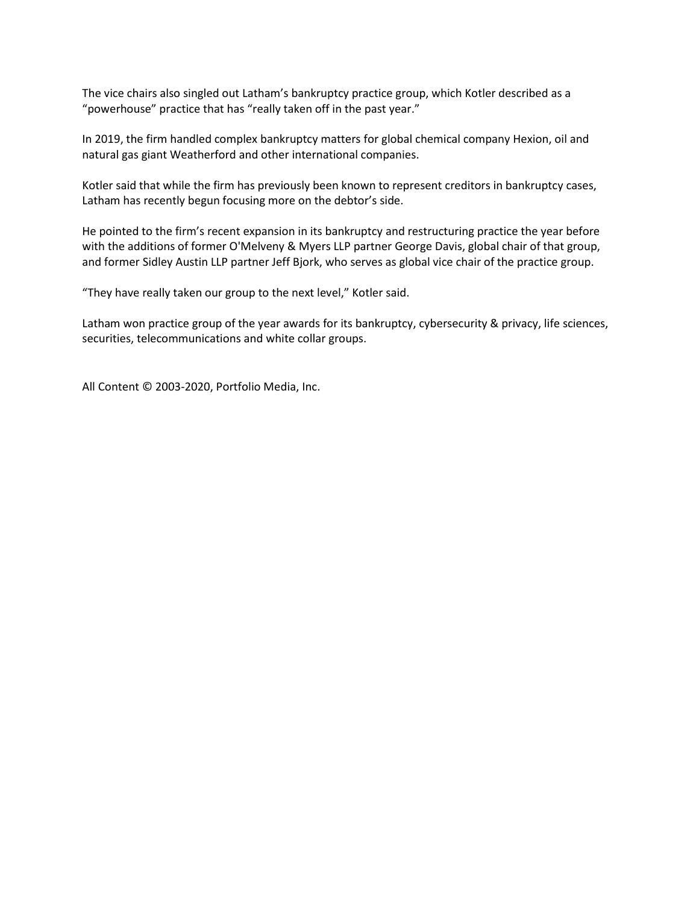The vice chairs also singled out Latham's bankruptcy practice group, which Kotler described as a "powerhouse" practice that has "really taken off in the past year."

In 2019, the firm handled complex bankruptcy matters for global chemical company Hexion, oil and natural gas giant Weatherford and other international companies.

Kotler said that while the firm has previously been known to represent creditors in bankruptcy cases, Latham has recently begun focusing more on the debtor's side.

He pointed to the firm's recent expansion in its bankruptcy and restructuring practice the year before with the additions of former O'Melveny & Myers LLP partner George Davis, global chair of that group, and former Sidley Austin LLP partner Jeff Bjork, who serves as global vice chair of the practice group.

"They have really taken our group to the next level," Kotler said.

Latham won practice group of the year awards for its bankruptcy, cybersecurity & privacy, life sciences, securities, telecommunications and white collar groups.

All Content © 2003-2020, Portfolio Media, Inc.